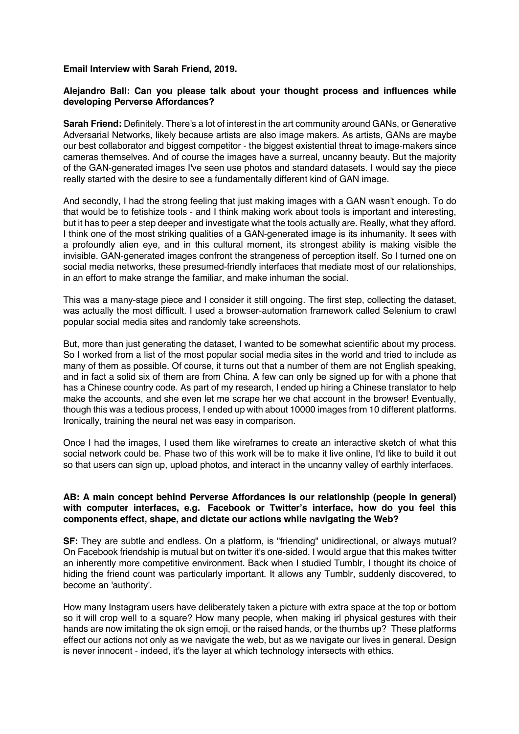**Email Interview with Sarah Friend, 2019.**

**Alejandro Ball: Can you please talk about your thought process and influences while developing Perverse Affordances?**

**Sarah Friend:** Definitely. There's a lot of interest in the art community around GANs, or Generative Adversarial Networks, likely because artists are also image makers. As artists, GANs are maybe our best collaborator and biggest competitor - the biggest existential threat to image-makers since cameras themselves. And of course the images have a surreal, uncanny beauty. But the majority of the GAN-generated images I've seen use photos and standard datasets. I would say the piece really started with the desire to see a fundamentally different kind of GAN image.

And secondly, I had the strong feeling that just making images with a GAN wasn't enough. To do that would be to fetishize tools - and I think making work about tools is important and interesting, but it has to peer a step deeper and investigate what the tools actually are. Really, what they afford. I think one of the most striking qualities of a GAN-generated image is its inhumanity. It sees with a profoundly alien eye, and in this cultural moment, its strongest ability is making visible the invisible. GAN-generated images confront the strangeness of perception itself. So I turned one on social media networks, these presumed-friendly interfaces that mediate most of our relationships, in an effort to make strange the familiar, and make inhuman the social.

This was a many-stage piece and I consider it still ongoing. The first step, collecting the dataset, was actually the most difficult. I used a browser-automation framework called Selenium to crawl popular social media sites and randomly take screenshots.

But, more than just generating the dataset, I wanted to be somewhat scientific about my process. So I worked from a list of the most popular social media sites in the world and tried to include as many of them as possible. Of course, it turns out that a number of them are not English speaking, and in fact a solid six of them are from China. A few can only be signed up for with a phone that has a Chinese country code. As part of my research, I ended up hiring a Chinese translator to help make the accounts, and she even let me scrape her we chat account in the browser! Eventually, though this was a tedious process, I ended up with about 10000 images from 10 different platforms. Ironically, training the neural net was easy in comparison.

Once I had the images, I used them like wireframes to create an interactive sketch of what this social network could be. Phase two of this work will be to make it live online, I'd like to build it out so that users can sign up, upload photos, and interact in the uncanny valley of earthly interfaces.

**AB: A main concept behind Perverse Affordances is our relationship (people in general) with computer interfaces, e.g. Facebook or Twitter's interface, how do you feel this components effect, shape, and dictate our actions while navigating the Web?**

**SF:** They are subtle and endless. On a platform, is "friending" unidirectional, or always mutual? On Facebook friendship is mutual but on twitter it's one-sided. I would argue that this makes twitter an inherently more competitive environment. Back when I studied Tumblr, I thought its choice of hiding the friend count was particularly important. It allows any Tumblr, suddenly discovered, to become an 'authority'.

How many Instagram users have deliberately taken a picture with extra space at the top or bottom so it will crop well to a square? How many people, when making irl physical gestures with their hands are now imitating the ok sign emoji, or the raised hands, or the thumbs up? These platforms effect our actions not only as we navigate the web, but as we navigate our lives in general. Design is never innocent - indeed, it's the layer at which technology intersects with ethics.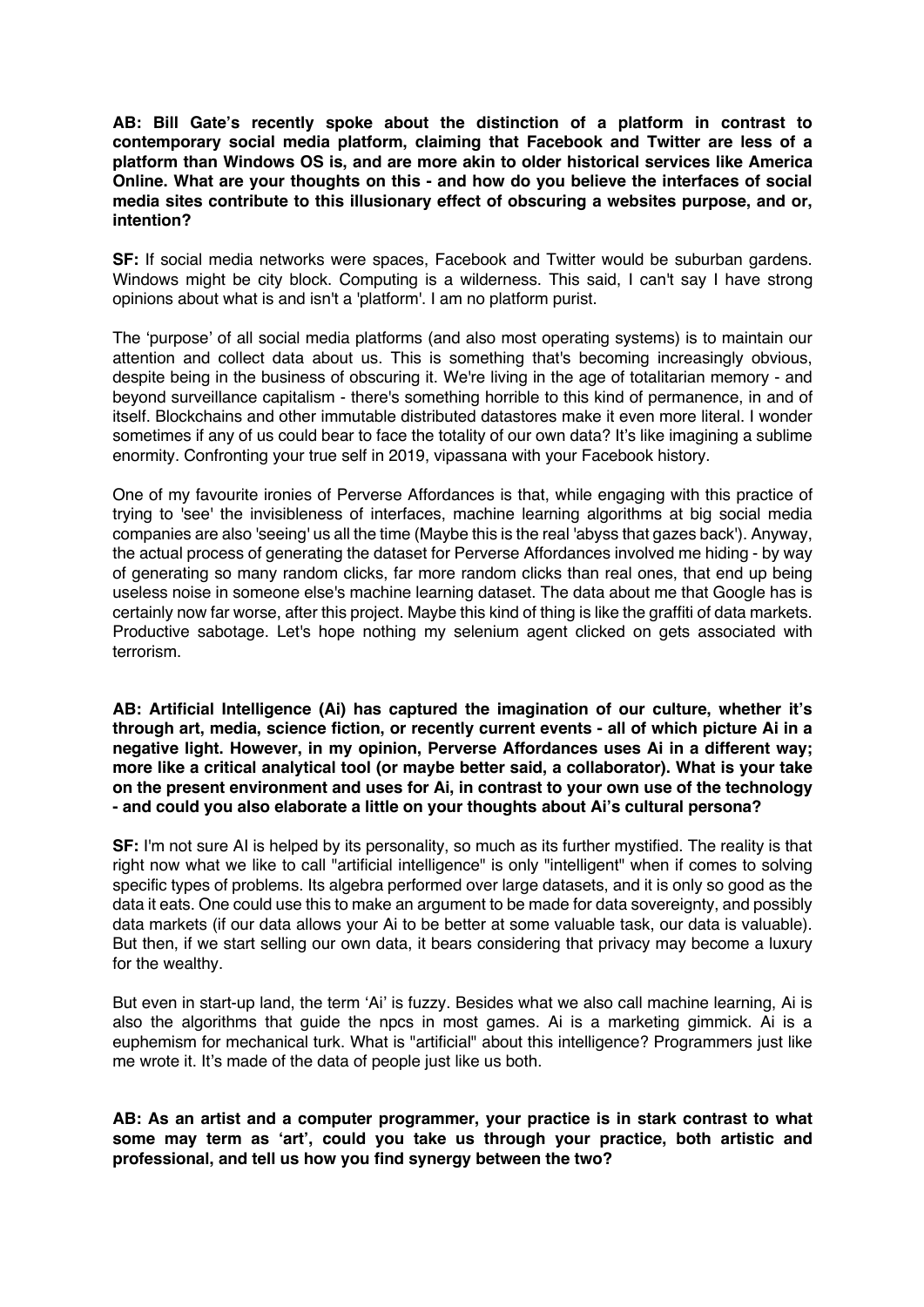**AB: Bill Gate's recently spoke about the distinction of a platform in contrast to contemporary social media platform, claiming that Facebook and Twitter are less of a platform than Windows OS is, and are more akin to older historical services like America Online. What are your thoughts on this - and how do you believe the interfaces of social media sites contribute to this illusionary effect of obscuring a websites purpose, and or, intention?**

**SF:** If social media networks were spaces, Facebook and Twitter would be suburban gardens. Windows might be city block. Computing is a wilderness. This said, I can't say I have strong opinions about what is and isn't a 'platform'. I am no platform purist.

The 'purpose' of all social media platforms (and also most operating systems) is to maintain our attention and collect data about us. This is something that's becoming increasingly obvious, despite being in the business of obscuring it. We're living in the age of totalitarian memory - and beyond surveillance capitalism - there's something horrible to this kind of permanence, in and of itself. Blockchains and other immutable distributed datastores make it even more literal. I wonder sometimes if any of us could bear to face the totality of our own data? It's like imagining a sublime enormity. Confronting your true self in 2019, vipassana with your Facebook history.

One of my favourite ironies of Perverse Affordances is that, while engaging with this practice of trying to 'see' the invisibleness of interfaces, machine learning algorithms at big social media companies are also 'seeing' us all the time (Maybe this is the real 'abyss that gazes back'). Anyway, the actual process of generating the dataset for Perverse Affordances involved me hiding - by way of generating so many random clicks, far more random clicks than real ones, that end up being useless noise in someone else's machine learning dataset. The data about me that Google has is certainly now far worse, after this project. Maybe this kind of thing is like the graffiti of data markets. Productive sabotage. Let's hope nothing my selenium agent clicked on gets associated with terrorism.

**AB: Artificial Intelligence (Ai) has captured the imagination of our culture, whether it's through art, media, science fiction, or recently current events - all of which picture Ai in a negative light. However, in my opinion, Perverse Affordances uses Ai in a different way; more like a critical analytical tool (or maybe better said, a collaborator). What is your take on the present environment and uses for Ai, in contrast to your own use of the technology - and could you also elaborate a little on your thoughts about Ai's cultural persona?**

**SF:** I'm not sure AI is helped by its personality, so much as its further mystified. The reality is that right now what we like to call "artificial intelligence" is only "intelligent" when if comes to solving specific types of problems. Its algebra performed over large datasets, and it is only so good as the data it eats. One could use this to make an argument to be made for data sovereignty, and possibly data markets (if our data allows your Ai to be better at some valuable task, our data is valuable). But then, if we start selling our own data, it bears considering that privacy may become a luxury for the wealthy.

But even in start-up land, the term 'Ai' is fuzzy. Besides what we also call machine learning, Ai is also the algorithms that guide the npcs in most games. Ai is a marketing gimmick. Ai is a euphemism for mechanical turk. What is "artificial" about this intelligence? Programmers just like me wrote it. It's made of the data of people just like us both.

**AB: As an artist and a computer programmer, your practice is in stark contrast to what some may term as 'art', could you take us through your practice, both artistic and professional, and tell us how you find synergy between the two?**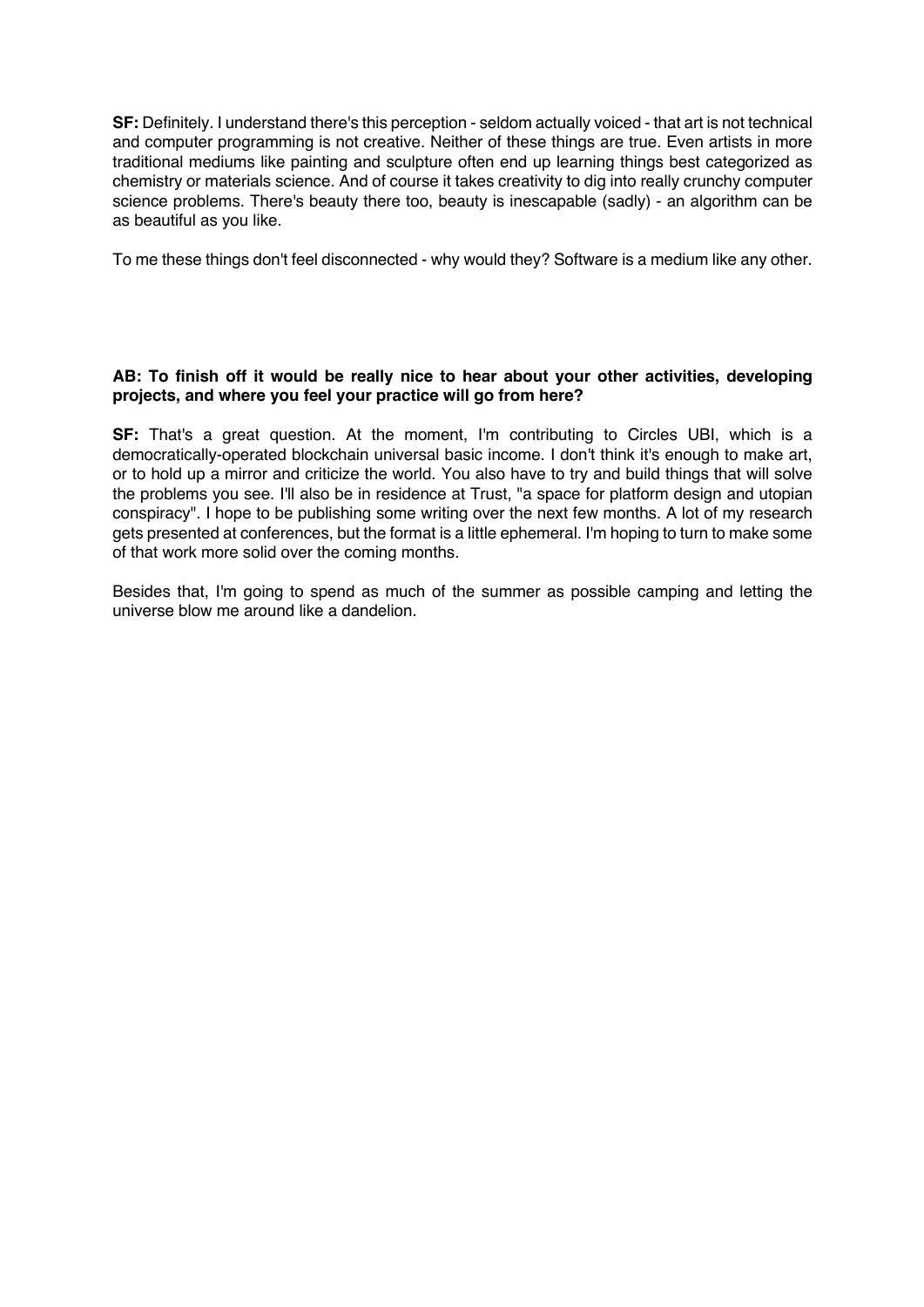**SF:** Definitely. I understand there's this perception - seldom actually voiced - that art is not technical and computer programming is not creative. Neither of these things are true. Even artists in more traditional mediums like painting and sculpture often end up learning things best categorized as chemistry or materials science. And of course it takes creativity to dig into really crunchy computer science problems. There's beauty there too, beauty is inescapable (sadly) - an algorithm can be as beautiful as you like.

To me these things don't feel disconnected - why would they? Software is a medium like any other.

**AB: To finish off it would be really nice to hear about your other activities, developing projects, and where you feel your practice will go from here?**

**SF:** That's a great question. At the moment, I'm contributing to Circles UBI, which is a democratically-operated blockchain universal basic income. I don't think it's enough to make art, or to hold up a mirror and criticize the world. You also have to try and build things that will solve the problems you see. I'll also be in residence at Trust, "a space for platform design and utopian conspiracy". I hope to be publishing some writing over the next few months. A lot of my research gets presented at conferences, but the format is a little ephemeral. I'm hoping to turn to make some of that work more solid over the coming months.

Besides that, I'm going to spend as much of the summer as possible camping and letting the universe blow me around like a dandelion.